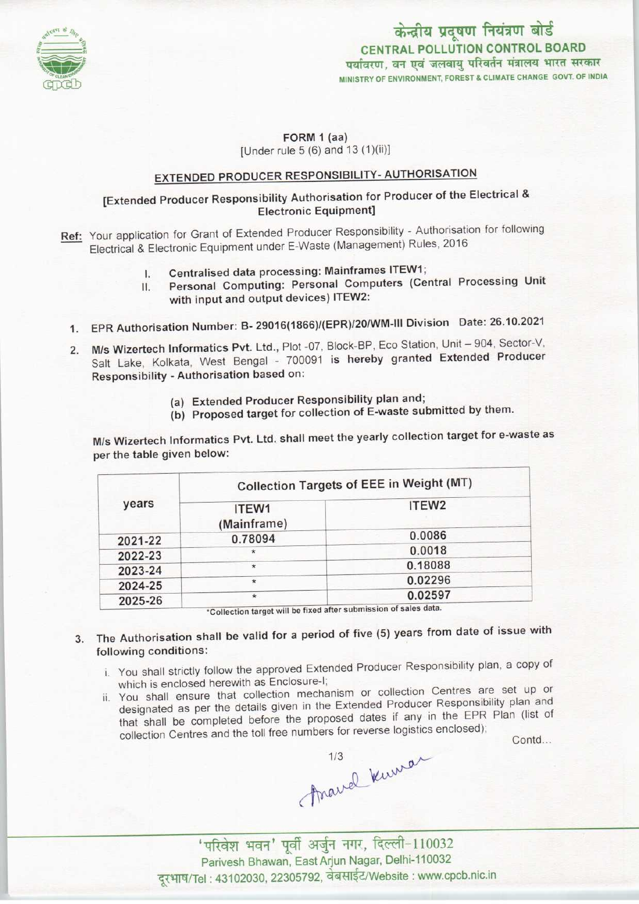केन्द्रीय प्रदूषण नियंत्रण बोर्ड
CENTRAL POLLUTION CONTROL BOARD
पर्यावरण, वन एवं जलवायु परिवर्तन मंत्रालय भारत सरकार
MINISTRY OF ENVIRONMENT, FOREST & CLIMATE CHANGE GOVT. OF INDIA

FORM 1 (aa)
[Under rule 5 (6) and 13 (1)(ii)]

## EXTENDED PRODUCER RESPONSIBILITY- AUTHORISATION

[Extended Producer Responsibility Authorisation for Producer of the Electrical & Electronic Equipment]

Ref: Your application for Grant of Extended Producer Responsibility - Authorisation for following Electrical & Electronic Equipment under E-Waste (Management) Rules, 2016

I. **Centralised data processing: Mainframes ITEW1;**
II. **Personal Computing: Personal Computers (Central Processing Unit with input and output devices) ITEW2:**

1. EPR Authorisation Number: B- 29016(1866)/(EPR)/20/WM-III Division Date: 26.10.2021

2. M/s Wizertech Informatics Pvt. Ltd., Plot -07, Block-BP, Eco Station, Unit – 904, Sector-V, Salt Lake, Kolkata, West Bengal - 700091 **is hereby granted Extended Producer Responsibility - Authorisation based on:**

   (a) **Extended Producer Responsibility plan and;**
   (b) **Proposed target for collection of E-waste submitted by them.**

M/s Wizertech Informatics Pvt. Ltd. shall meet the yearly collection target for e-waste as per the table given below:

| years | Collection Targets of EEE in Weight (MT) | |
|---|---|---|
| | ITEW1 (Mainframe) | ITEW2 |
| 2021-22 | 0.78094 | 0.0086 |
| 2022-23 | * | 0.0018 |
| 2023-24 | * | 0.18088 |
| 2024-25 | * | 0.02296 |
| 2025-26 | * | 0.02597 |

*Collection target will be fixed after submission of sales data.

3. The Authorisation shall be valid for a period of five (5) years from date of issue with following conditions:

   i. You shall strictly follow the approved Extended Producer Responsibility plan, a copy of which is enclosed herewith as Enclosure-I;
   ii. You shall ensure that collection mechanism or collection Centres are set up or designated as per the details given in the Extended Producer Responsibility plan and that shall be completed before the proposed dates if any in the EPR Plan (list of collection Centres and the toll free numbers for reverse logistics enclosed);

Contd...

Anand Kumar

'परिवेश भवन' पूर्वी अर्जुन नगर, दिल्ली-110032
Parivesh Bhawan, East Arjun Nagar, Delhi-110032
दूरभाष/Tel : 43102030, 22305792, वेबसाईट/Website : www.cpcb.nic.in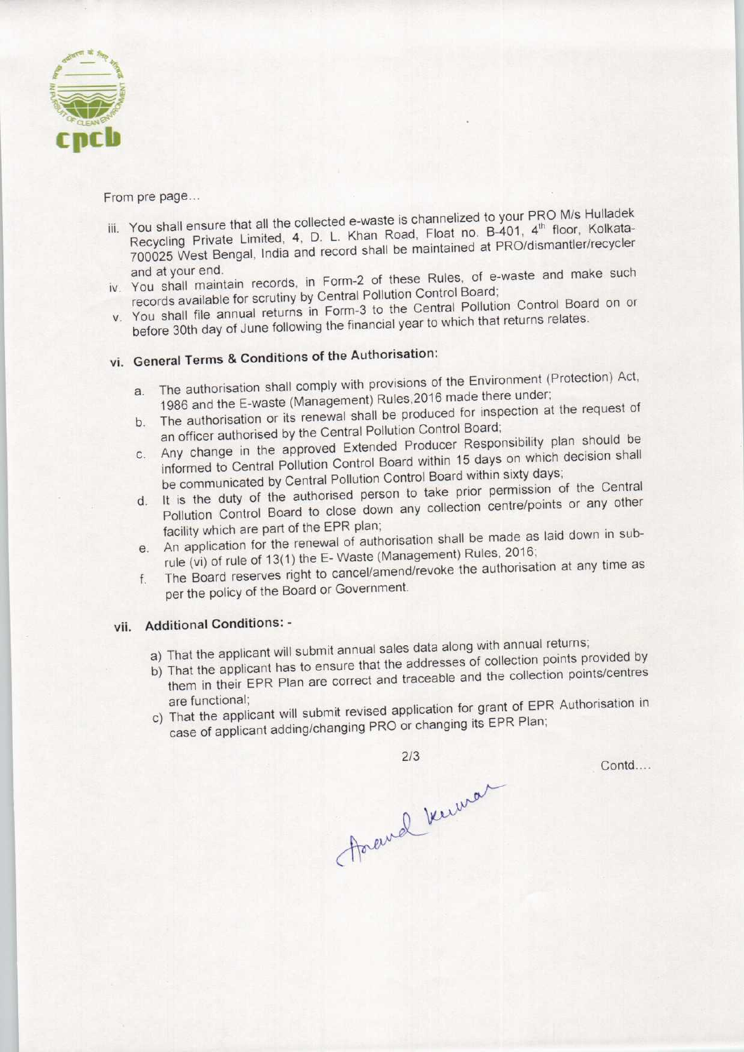From pre page...

iii. You shall ensure that all the collected e-waste is channelized to your PRO M/s Hulladek Recycling Private Limited, 4, D. L. Khan Road, Float no. B-401, 4th floor, Kolkata-700025 West Bengal, India and record shall be maintained at PRO/dismantler/recycler and at your end.

iv. You shall maintain records, in Form-2 of these Rules, of e-waste and make such records available for scrutiny by Central Pollution Control Board;

v. You shall file annual returns in Form-3 to the Central Pollution Control Board on or before 30th day of June following the financial year to which that returns relates.

## vi. General Terms & Conditions of the Authorisation:

a. The authorisation shall comply with provisions of the Environment (Protection) Act, 1986 and the E-waste (Management) Rules,2016 made there under;

b. The authorisation or its renewal shall be produced for inspection at the request of an officer authorised by the Central Pollution Control Board;

c. Any change in the approved Extended Producer Responsibility plan should be informed to Central Pollution Control Board within 15 days on which decision shall be communicated by Central Pollution Control Board within sixty days;

d. It is the duty of the authorised person to take prior permission of the Central Pollution Control Board to close down any collection centre/points or any other facility which are part of the EPR plan;

e. An application for the renewal of authorisation shall be made as laid down in sub-rule (vi) of rule of 13(1) the E- Waste (Management) Rules, 2016;

f. The Board reserves right to cancel/amend/revoke the authorisation at any time as per the policy of the Board or Government.

## vii. Additional Conditions: -

a) That the applicant will submit annual sales data along with annual returns;

b) That the applicant has to ensure that the addresses of collection points provided by them in their EPR Plan are correct and traceable and the collection points/centres are functional;

c) That the applicant will submit revised application for grant of EPR Authorisation in case of applicant adding/changing PRO or changing its EPR Plan;

Contd....

Anand Kumar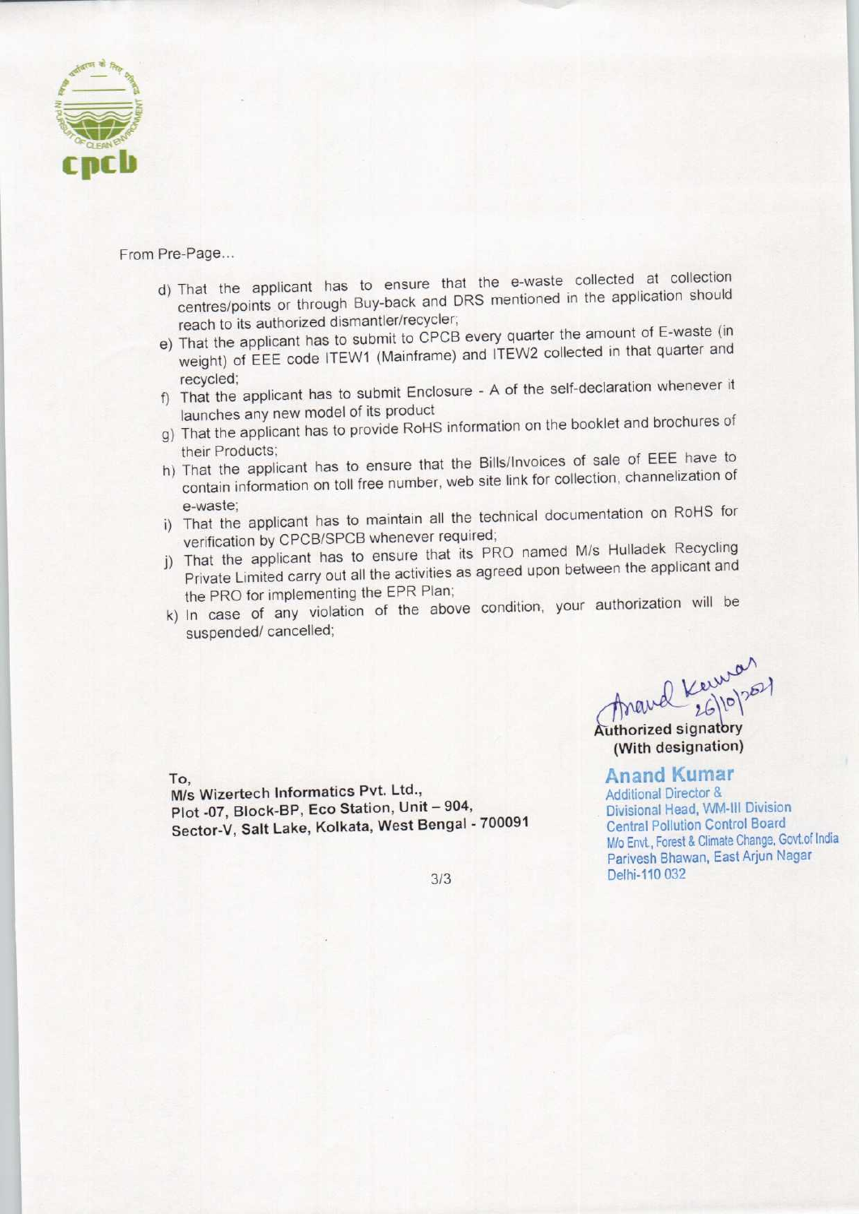From Pre-Page...

d) That the applicant has to ensure that the e-waste collected at collection centres/points or through Buy-back and DRS mentioned in the application should reach to its authorized dismantler/recycler;
e) That the applicant has to submit to CPCB every quarter the amount of E-waste (in weight) of EEE code ITEW1 (Mainframe) and ITEW2 collected in that quarter and recycled;
f) That the applicant has to submit Enclosure - A of the self-declaration whenever it launches any new model of its product
g) That the applicant has to provide RoHS information on the booklet and brochures of their Products;
h) That the applicant has to ensure that the Bills/Invoices of sale of EEE have to contain information on toll free number, web site link for collection, channelization of e-waste;
i) That the applicant has to maintain all the technical documentation on RoHS for verification by CPCB/SPCB whenever required;
j) That the applicant has to ensure that its PRO named M/s Hulladek Recycling Private Limited carry out all the activities as agreed upon between the applicant and the PRO for implementing the EPR Plan;
k) In case of any violation of the above condition, your authorization will be suspended/ cancelled;

Anand Kumar 26/10/2021

Authorized signatory
(With designation)

**Anand Kumar**
Additional Director &
Divisional Head, WM-III Division
Central Pollution Control Board
M/o Envt., Forest & Climate Change, Govt.of India
Parivesh Bhawan, East Arjun Nagar
Delhi-110 032

To,
**M/s Wizertech Informatics Pvt. Ltd.,**
**Plot -07, Block-BP, Eco Station, Unit – 904,**
**Sector-V, Salt Lake, Kolkata, West Bengal - 700091**